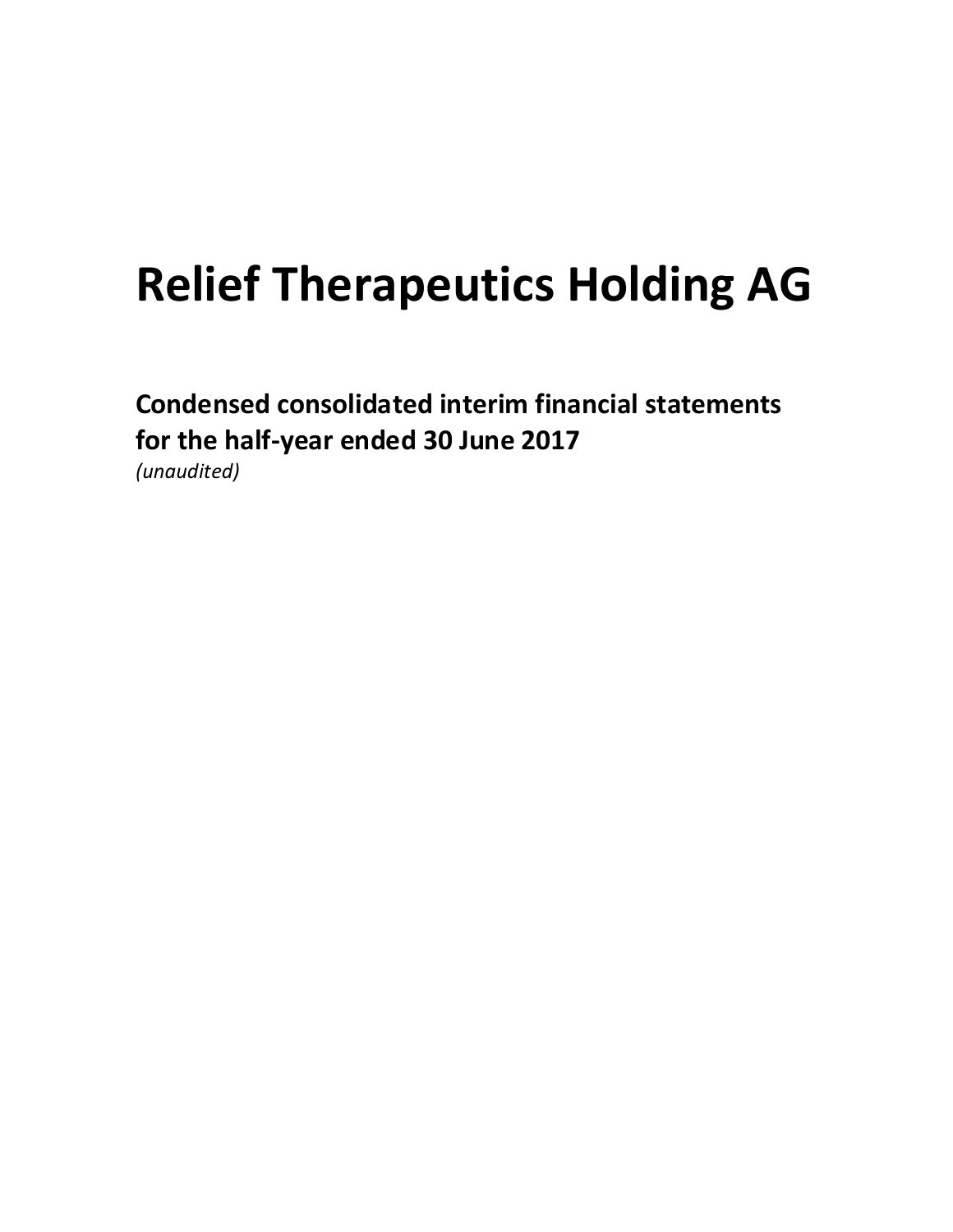# Relief Therapeutics Holding AG

**Condensed consolidated interim financial statements for the half-year ended 30 June 2017**

*(unaudited)*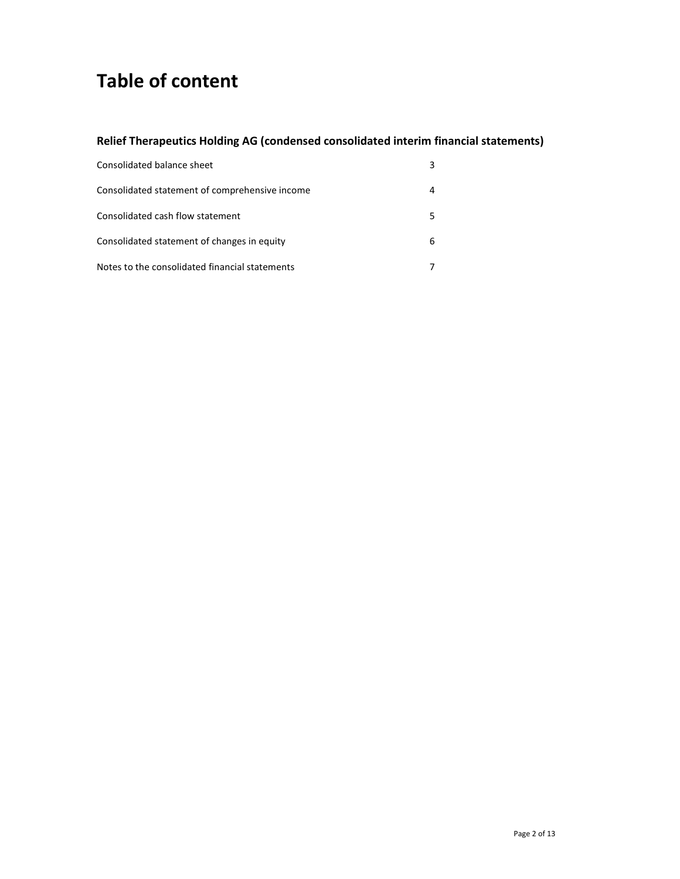# Table of content

## Relief Therapeutics Holding AG (condensed consolidated interim financial statements)

| | |
|---|---|
| Consolidated balance sheet | 3 |
| Consolidated statement of comprehensive income | 4 |
| Consolidated cash flow statement | 5 |
| Consolidated statement of changes in equity | 6 |
| Notes to the consolidated financial statements | 7 |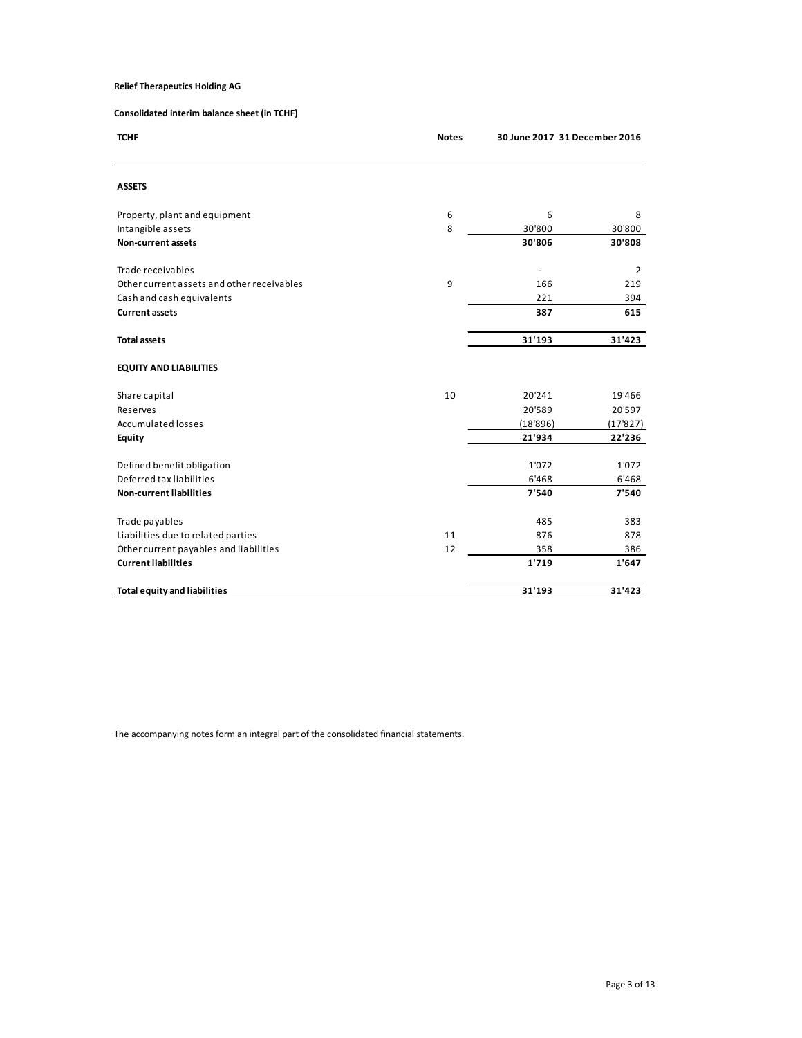**Relief Therapeutics Holding AG**

**Consolidated interim balance sheet (in TCHF)**

| TCHF | Notes | 30 June 2017 | 31 December 2016 |
|---|---|---|---|
| **ASSETS** | | | |
| Property, plant and equipment | 6 | 6 | 8 |
| Intangible assets | 8 | 30'800 | 30'800 |
| **Non-current assets** | | **30'806** | **30'808** |
| Trade receivables | | - | 2 |
| Other current assets and other receivables | 9 | 166 | 219 |
| Cash and cash equivalents | | 221 | 394 |
| **Current assets** | | **387** | **615** |
| **Total assets** | | **31'193** | **31'423** |
| **EQUITY AND LIABILITIES** | | | |
| Share capital | 10 | 20'241 | 19'466 |
| Reserves | | 20'589 | 20'597 |
| Accumulated losses | | (18'896) | (17'827) |
| **Equity** | | **21'934** | **22'236** |
| Defined benefit obligation | | 1'072 | 1'072 |
| Deferred tax liabilities | | 6'468 | 6'468 |
| **Non-current liabilities** | | **7'540** | **7'540** |
| Trade payables | | 485 | 383 |
| Liabilities due to related parties | 11 | 876 | 878 |
| Other current payables and liabilities | 12 | 358 | 386 |
| **Current liabilities** | | **1'719** | **1'647** |
| **Total equity and liabilities** | | **31'193** | **31'423** |

The accompanying notes form an integral part of the consolidated financial statements.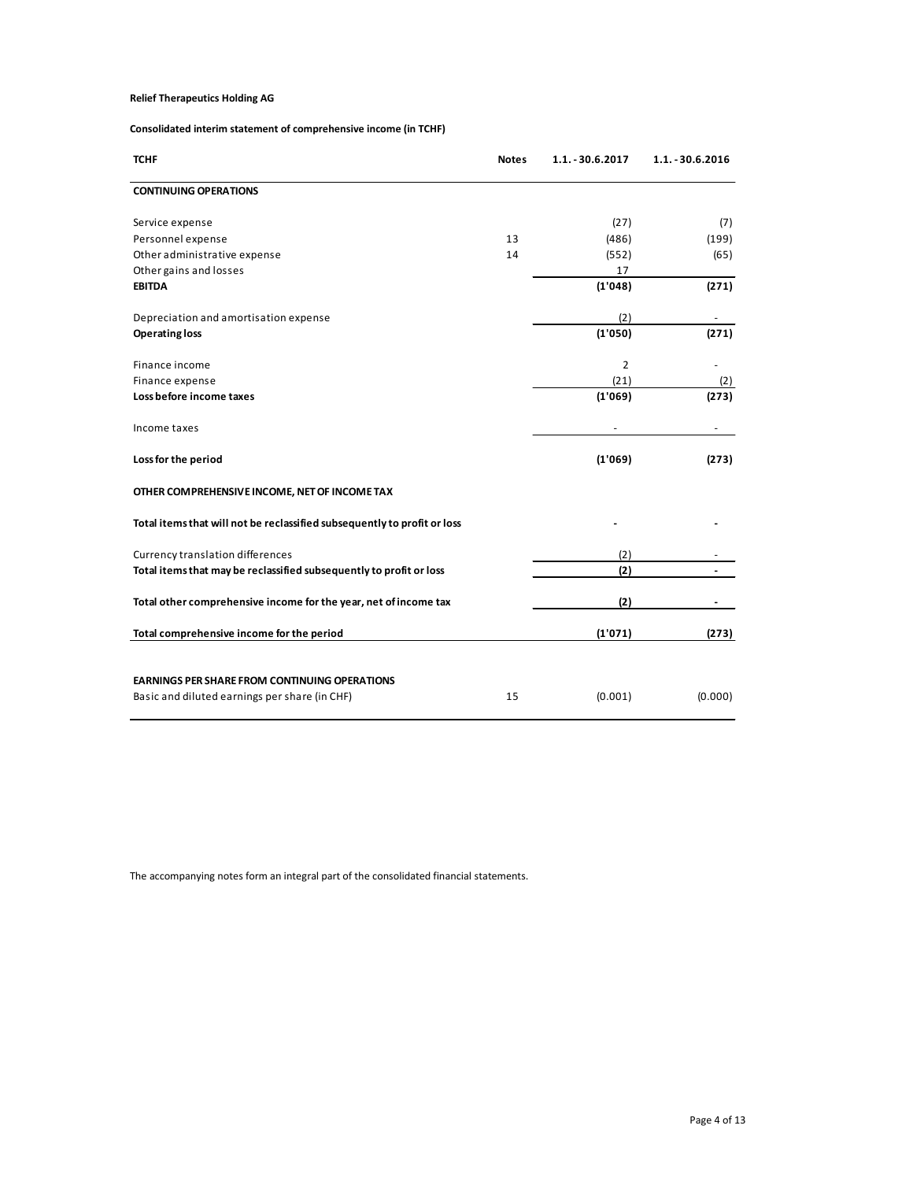**Relief Therapeutics Holding AG**

**Consolidated interim statement of comprehensive income (in TCHF)**

| TCHF | Notes | 1.1. - 30.6.2017 | 1.1. - 30.6.2016 |
|---|---|---|---|
| **CONTINUING OPERATIONS** | | | |
| Service expense | | (27) | (7) |
| Personnel expense | 13 | (486) | (199) |
| Other administrative expense | 14 | (552) | (65) |
| Other gains and losses | | 17 | |
| **EBITDA** | | **(1'048)** | **(271)** |
| Depreciation and amortisation expense | | (2) | - |
| **Operating loss** | | **(1'050)** | **(271)** |
| Finance income | | 2 | - |
| Finance expense | | (21) | (2) |
| **Loss before income taxes** | | **(1'069)** | **(273)** |
| Income taxes | | - | - |
| **Loss for the period** | | **(1'069)** | **(273)** |
| **OTHER COMPREHENSIVE INCOME, NET OF INCOME TAX** | | | |
| **Total items that will not be reclassified subsequently to profit or loss** | | **-** | **-** |
| Currency translation differences | | (2) | - |
| **Total items that may be reclassified subsequently to profit or loss** | | **(2)** | **-** |
| **Total other comprehensive income for the year, net of income tax** | | **(2)** | **-** |
| **Total comprehensive income for the period** | | **(1'071)** | **(273)** |
| **EARNINGS PER SHARE FROM CONTINUING OPERATIONS** | | | |
| Basic and diluted earnings per share (in CHF) | 15 | (0.001) | (0.000) |

The accompanying notes form an integral part of the consolidated financial statements.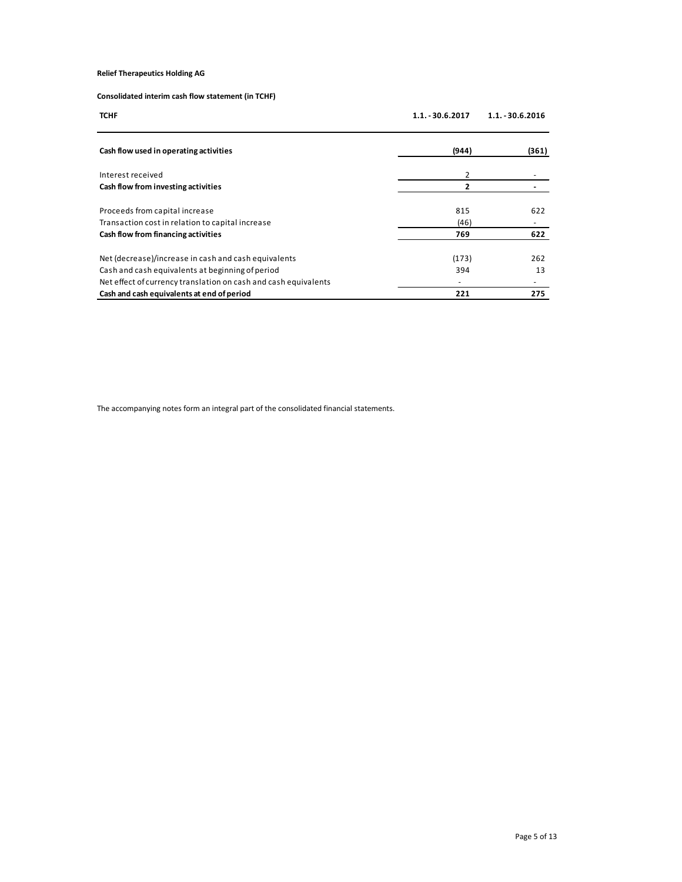**Relief Therapeutics Holding AG**

**Consolidated interim cash flow statement (in TCHF)**

| TCHF | 1.1. - 30.6.2017 | 1.1. - 30.6.2016 |
|---|---|---|
| **Cash flow used in operating activities** | **(944)** | **(361)** |
| Interest received | 2 | - |
| **Cash flow from investing activities** | **2** | **-** |
| Proceeds from capital increase | 815 | 622 |
| Transaction cost in relation to capital increase | (46) | - |
| **Cash flow from financing activities** | **769** | **622** |
| Net (decrease)/increase in cash and cash equivalents | (173) | 262 |
| Cash and cash equivalents at beginning of period | 394 | 13 |
| Net effect of currency translation on cash and cash equivalents | - | - |
| **Cash and cash equivalents at end of period** | **221** | **275** |

The accompanying notes form an integral part of the consolidated financial statements.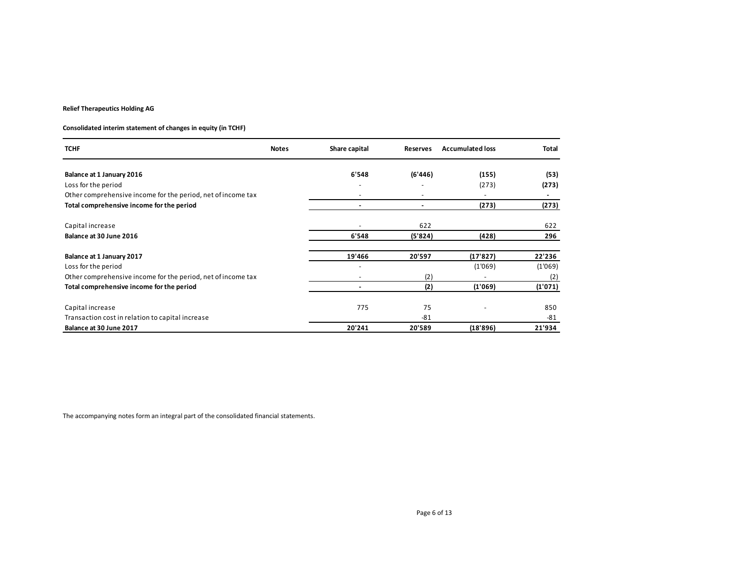**Relief Therapeutics Holding AG**

**Consolidated interim statement of changes in equity (in TCHF)**

| TCHF | Notes | Share capital | Reserves | Accumulated loss | Total |
|---|---|---|---|---|---|
| **Balance at 1 January 2016** | | **6'548** | **(6'446)** | **(155)** | **(53)** |
| Loss for the period | | - | - | (273) | **(273)** |
| Other comprehensive income for the period, net of income tax | | - | - | - | **-** |
| **Total comprehensive income for the period** | | **-** | **-** | **(273)** | **(273)** |
| Capital increase | | - | 622 | | 622 |
| **Balance at 30 June 2016** | | **6'548** | **(5'824)** | **(428)** | **296** |
| **Balance at 1 January 2017** | | **19'466** | **20'597** | **(17'827)** | **22'236** |
| Loss for the period | | - | | (1'069) | (1'069) |
| Other comprehensive income for the period, net of income tax | | - | (2) | - | (2) |
| **Total comprehensive income for the period** | | **-** | **(2)** | **(1'069)** | **(1'071)** |
| Capital increase | | 775 | 75 | - | 850 |
| Transaction cost in relation to capital increase | | | -81 | | -81 |
| **Balance at 30 June 2017** | | **20'241** | **20'589** | **(18'896)** | **21'934** |

The accompanying notes form an integral part of the consolidated financial statements.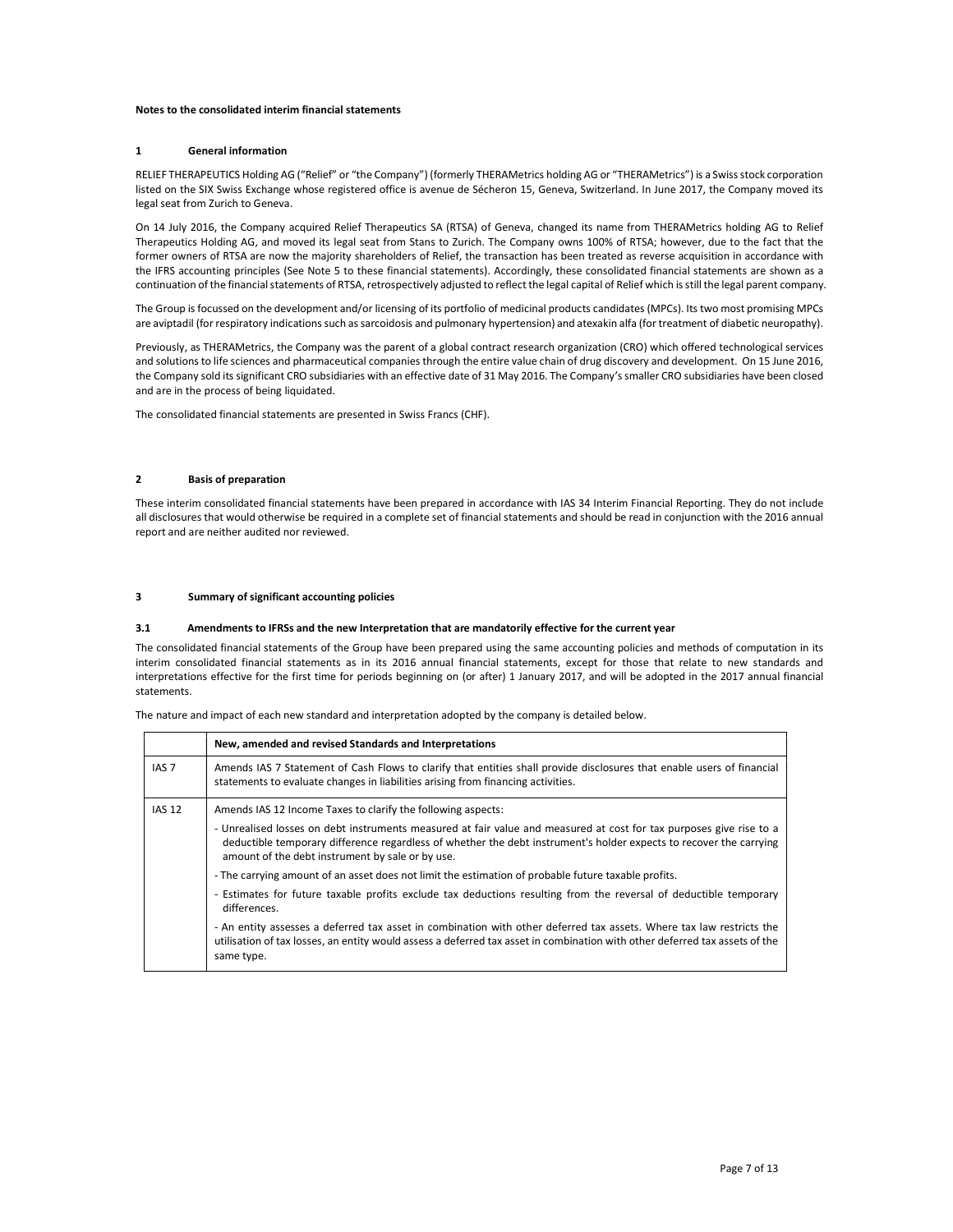**Notes to the consolidated interim financial statements**

## 1 General information

RELIEF THERAPEUTICS Holding AG ("Relief" or "the Company") (formerly THERAMetrics holding AG or "THERAMetrics") is a Swiss stock corporation listed on the SIX Swiss Exchange whose registered office is avenue de Sécheron 15, Geneva, Switzerland. In June 2017, the Company moved its legal seat from Zurich to Geneva.

On 14 July 2016, the Company acquired Relief Therapeutics SA (RTSA) of Geneva, changed its name from THERAMetrics holding AG to Relief Therapeutics Holding AG, and moved its legal seat from Stans to Zurich. The Company owns 100% of RTSA; however, due to the fact that the former owners of RTSA are now the majority shareholders of Relief, the transaction has been treated as reverse acquisition in accordance with the IFRS accounting principles (See Note 5 to these financial statements). Accordingly, these consolidated financial statements are shown as a continuation of the financial statements of RTSA, retrospectively adjusted to reflect the legal capital of Relief which is still the legal parent company.

The Group is focussed on the development and/or licensing of its portfolio of medicinal products candidates (MPCs). Its two most promising MPCs are aviptadil (for respiratory indications such as sarcoidosis and pulmonary hypertension) and atexakin alfa (for treatment of diabetic neuropathy).

Previously, as THERAMetrics, the Company was the parent of a global contract research organization (CRO) which offered technological services and solutions to life sciences and pharmaceutical companies through the entire value chain of drug discovery and development. On 15 June 2016, the Company sold its significant CRO subsidiaries with an effective date of 31 May 2016. The Company's smaller CRO subsidiaries have been closed and are in the process of being liquidated.

The consolidated financial statements are presented in Swiss Francs (CHF).

## 2 Basis of preparation

These interim consolidated financial statements have been prepared in accordance with IAS 34 Interim Financial Reporting. They do not include all disclosures that would otherwise be required in a complete set of financial statements and should be read in conjunction with the 2016 annual report and are neither audited nor reviewed.

## 3 Summary of significant accounting policies

### 3.1 Amendments to IFRSs and the new Interpretation that are mandatorily effective for the current year

The consolidated financial statements of the Group have been prepared using the same accounting policies and methods of computation in its interim consolidated financial statements as in its 2016 annual financial statements, except for those that relate to new standards and interpretations effective for the first time for periods beginning on (or after) 1 January 2017, and will be adopted in the 2017 annual financial statements.

The nature and impact of each new standard and interpretation adopted by the company is detailed below.

| | New, amended and revised Standards and Interpretations |
|---|---|
| IAS 7 | Amends IAS 7 Statement of Cash Flows to clarify that entities shall provide disclosures that enable users of financial statements to evaluate changes in liabilities arising from financing activities. |
| IAS 12 | Amends IAS 12 Income Taxes to clarify the following aspects:<br>- Unrealised losses on debt instruments measured at fair value and measured at cost for tax purposes give rise to a deductible temporary difference regardless of whether the debt instrument's holder expects to recover the carrying amount of the debt instrument by sale or by use.<br>- The carrying amount of an asset does not limit the estimation of probable future taxable profits.<br>- Estimates for future taxable profits exclude tax deductions resulting from the reversal of deductible temporary differences.<br>- An entity assesses a deferred tax asset in combination with other deferred tax assets. Where tax law restricts the utilisation of tax losses, an entity would assess a deferred tax asset in combination with other deferred tax assets of the same type. |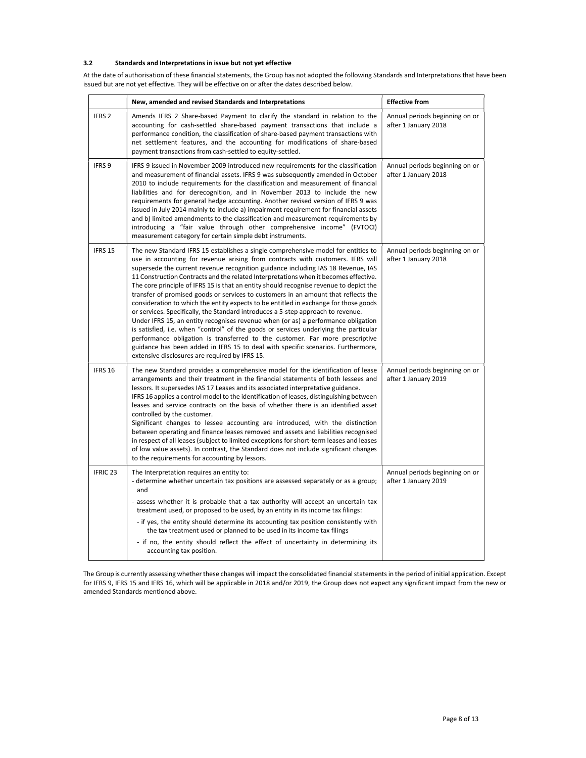### 3.2 Standards and Interpretations in issue but not yet effective

At the date of authorisation of these financial statements, the Group has not adopted the following Standards and Interpretations that have been issued but are not yet effective. They will be effective on or after the dates described below.

| | New, amended and revised Standards and Interpretations | Effective from |
|---|---|---|
| IFRS 2 | Amends IFRS 2 Share-based Payment to clarify the standard in relation to the accounting for cash-settled share-based payment transactions that include a performance condition, the classification of share-based payment transactions with net settlement features, and the accounting for modifications of share-based payment transactions from cash-settled to equity-settled. | Annual periods beginning on or after 1 January 2018 |
| IFRS 9 | IFRS 9 issued in November 2009 introduced new requirements for the classification and measurement of financial assets. IFRS 9 was subsequently amended in October 2010 to include requirements for the classification and measurement of financial liabilities and for derecognition, and in November 2013 to include the new requirements for general hedge accounting. Another revised version of IFRS 9 was issued in July 2014 mainly to include a) impairment requirement for financial assets and b) limited amendments to the classification and measurement requirements by introducing a "fair value through other comprehensive income" (FVTOCI) measurement category for certain simple debt instruments. | Annual periods beginning on or after 1 January 2018 |
| IFRS 15 | The new Standard IFRS 15 establishes a single comprehensive model for entities to use in accounting for revenue arising from contracts with customers. IFRS will supersede the current revenue recognition guidance including IAS 18 Revenue, IAS 11 Construction Contracts and the related Interpretations when it becomes effective. The core principle of IFRS 15 is that an entity should recognise revenue to depict the transfer of promised goods or services to customers in an amount that reflects the consideration to which the entity expects to be entitled in exchange for those goods or services. Specifically, the Standard introduces a 5-step approach to revenue. Under IFRS 15, an entity recognises revenue when (or as) a performance obligation is satisfied, i.e. when "control" of the goods or services underlying the particular performance obligation is transferred to the customer. Far more prescriptive guidance has been added in IFRS 15 to deal with specific scenarios. Furthermore, extensive disclosures are required by IFRS 15. | Annual periods beginning on or after 1 January 2018 |
| IFRS 16 | The new Standard provides a comprehensive model for the identification of lease arrangements and their treatment in the financial statements of both lessees and lessors. It supersedes IAS 17 Leases and its associated interpretative guidance. IFRS 16 applies a control model to the identification of leases, distinguishing between leases and service contracts on the basis of whether there is an identified asset controlled by the customer. Significant changes to lessee accounting are introduced, with the distinction between operating and finance leases removed and assets and liabilities recognised in respect of all leases (subject to limited exceptions for short-term leases and leases of low value assets). In contrast, the Standard does not include significant changes to the requirements for accounting by lessors. | Annual periods beginning on or after 1 January 2019 |
| IFRIC 23 | The Interpretation requires an entity to:<br>- determine whether uncertain tax positions are assessed separately or as a group; and<br>- assess whether it is probable that a tax authority will accept an uncertain tax treatment used, or proposed to be used, by an entity in its income tax filings:<br>- if yes, the entity should determine its accounting tax position consistently with the tax treatment used or planned to be used in its income tax filings<br>- if no, the entity should reflect the effect of uncertainty in determining its accounting tax position. | Annual periods beginning on or after 1 January 2019 |

The Group is currently assessing whether these changes will impact the consolidated financial statements in the period of initial application. Except for IFRS 9, IFRS 15 and IFRS 16, which will be applicable in 2018 and/or 2019, the Group does not expect any significant impact from the new or amended Standards mentioned above.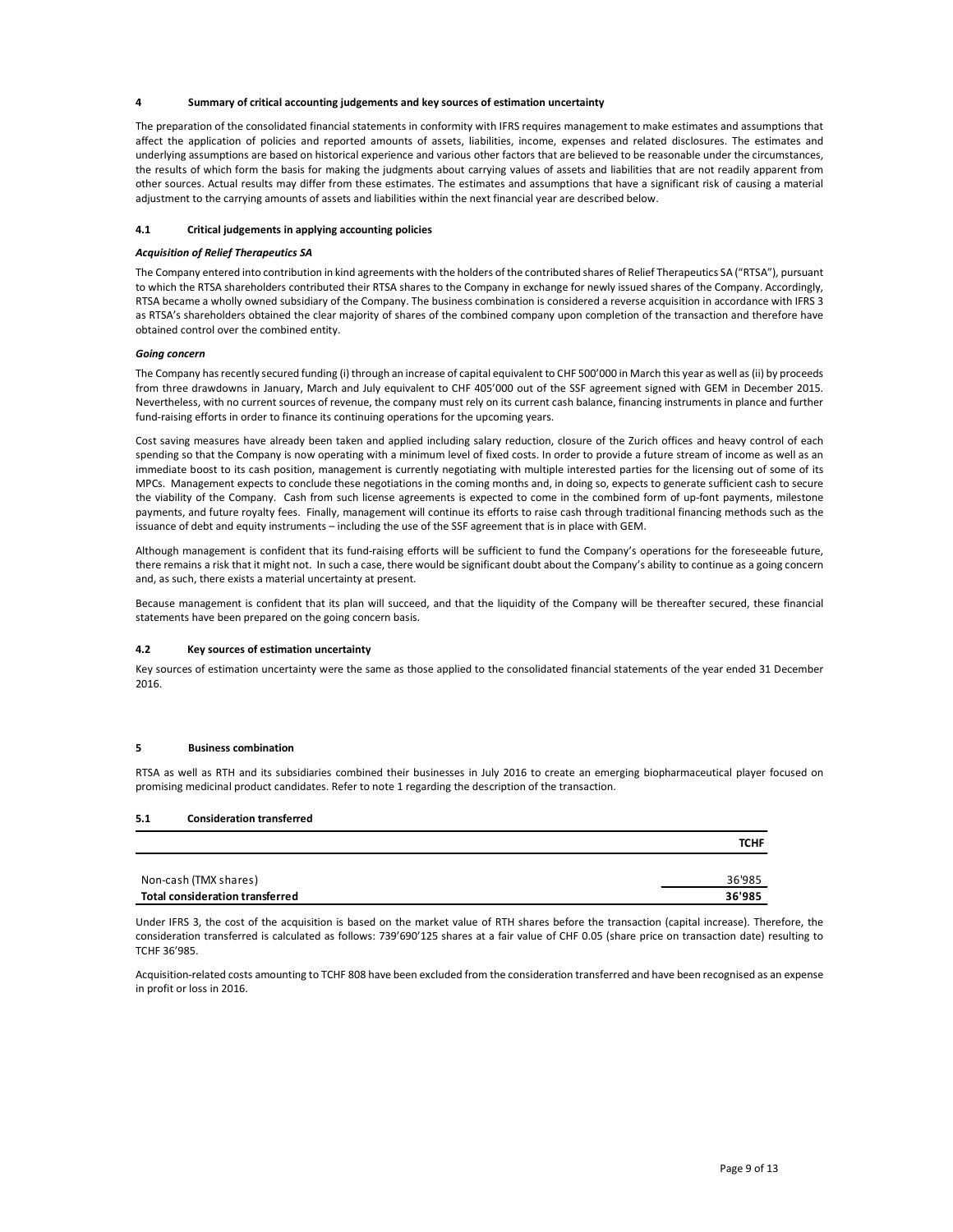## 4 Summary of critical accounting judgements and key sources of estimation uncertainty

The preparation of the consolidated financial statements in conformity with IFRS requires management to make estimates and assumptions that affect the application of policies and reported amounts of assets, liabilities, income, expenses and related disclosures. The estimates and underlying assumptions are based on historical experience and various other factors that are believed to be reasonable under the circumstances, the results of which form the basis for making the judgments about carrying values of assets and liabilities that are not readily apparent from other sources. Actual results may differ from these estimates. The estimates and assumptions that have a significant risk of causing a material adjustment to the carrying amounts of assets and liabilities within the next financial year are described below.

### 4.1 Critical judgements in applying accounting policies

***Acquisition of Relief Therapeutics SA***

The Company entered into contribution in kind agreements with the holders of the contributed shares of Relief Therapeutics SA ("RTSA"), pursuant to which the RTSA shareholders contributed their RTSA shares to the Company in exchange for newly issued shares of the Company. Accordingly, RTSA became a wholly owned subsidiary of the Company. The business combination is considered a reverse acquisition in accordance with IFRS 3 as RTSA's shareholders obtained the clear majority of shares of the combined company upon completion of the transaction and therefore have obtained control over the combined entity.

***Going concern***

The Company has recently secured funding (i) through an increase of capital equivalent to CHF 500'000 in March this year as well as (ii) by proceeds from three drawdowns in January, March and July equivalent to CHF 405'000 out of the SSF agreement signed with GEM in December 2015. Nevertheless, with no current sources of revenue, the company must rely on its current cash balance, financing instruments in plance and further fund-raising efforts in order to finance its continuing operations for the upcoming years.

Cost saving measures have already been taken and applied including salary reduction, closure of the Zurich offices and heavy control of each spending so that the Company is now operating with a minimum level of fixed costs. In order to provide a future stream of income as well as an immediate boost to its cash position, management is currently negotiating with multiple interested parties for the licensing out of some of its MPCs. Management expects to conclude these negotiations in the coming months and, in doing so, expects to generate sufficient cash to secure the viability of the Company. Cash from such license agreements is expected to come in the combined form of up-font payments, milestone payments, and future royalty fees. Finally, management will continue its efforts to raise cash through traditional financing methods such as the issuance of debt and equity instruments – including the use of the SSF agreement that is in place with GEM.

Although management is confident that its fund-raising efforts will be sufficient to fund the Company's operations for the foreseeable future, there remains a risk that it might not. In such a case, there would be significant doubt about the Company's ability to continue as a going concern and, as such, there exists a material uncertainty at present.

Because management is confident that its plan will succeed, and that the liquidity of the Company will be thereafter secured, these financial statements have been prepared on the going concern basis.

### 4.2 Key sources of estimation uncertainty

Key sources of estimation uncertainty were the same as those applied to the consolidated financial statements of the year ended 31 December 2016.

## 5 Business combination

RTSA as well as RTH and its subsidiaries combined their businesses in July 2016 to create an emerging biopharmaceutical player focused on promising medicinal product candidates. Refer to note 1 regarding the description of the transaction.

### 5.1 Consideration transferred

| | TCHF |
|---|---|
| Non-cash (TMX shares) | 36'985 |
| **Total consideration transferred** | **36'985** |

Under IFRS 3, the cost of the acquisition is based on the market value of RTH shares before the transaction (capital increase). Therefore, the consideration transferred is calculated as follows: 739'690'125 shares at a fair value of CHF 0.05 (share price on transaction date) resulting to TCHF 36'985.

Acquisition-related costs amounting to TCHF 808 have been excluded from the consideration transferred and have been recognised as an expense in profit or loss in 2016.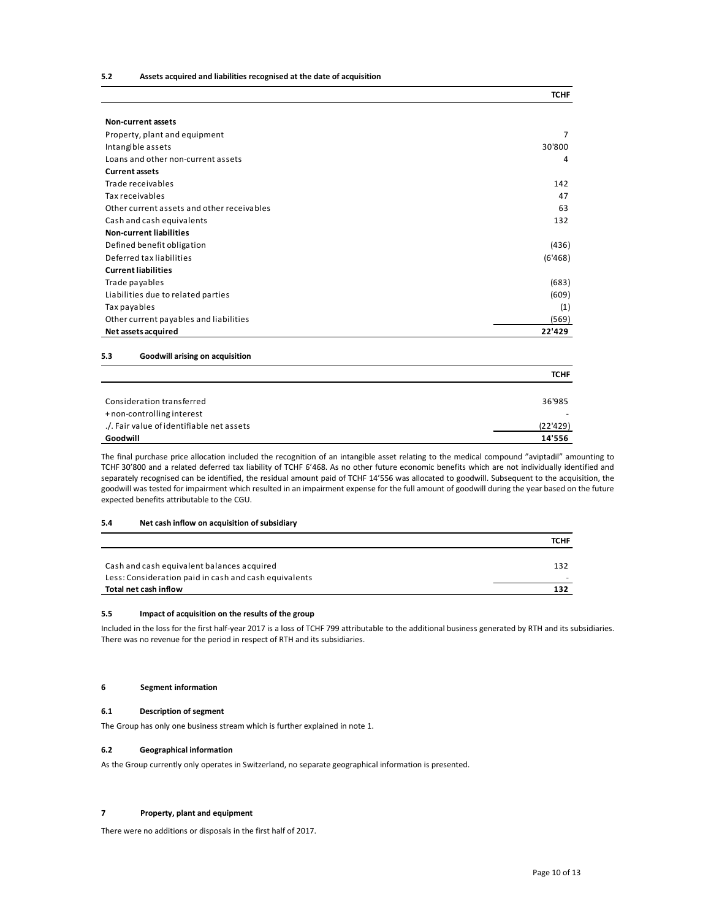### 5.2 Assets acquired and liabilities recognised at the date of acquisition

| | TCHF |
|---|---|
| **Non-current assets** | |
| Property, plant and equipment | 7 |
| Intangible assets | 30'800 |
| Loans and other non-current assets | 4 |
| **Current assets** | |
| Trade receivables | 142 |
| Tax receivables | 47 |
| Other current assets and other receivables | 63 |
| Cash and cash equivalents | 132 |
| **Non-current liabilities** | |
| Defined benefit obligation | (436) |
| Deferred tax liabilities | (6'468) |
| **Current liabilities** | |
| Trade payables | (683) |
| Liabilities due to related parties | (609) |
| Tax payables | (1) |
| Other current payables and liabilities | (569) |
| **Net assets acquired** | **22'429** |

### 5.3 Goodwill arising on acquisition

| | TCHF |
|---|---|
| Consideration transferred | 36'985 |
| + non-controlling interest | - |
| ./. Fair value of identifiable net assets | (22'429) |
| **Goodwill** | **14'556** |

The final purchase price allocation included the recognition of an intangible asset relating to the medical compound "aviptadil" amounting to TCHF 30'800 and a related deferred tax liability of TCHF 6'468. As no other future economic benefits which are not individually identified and separately recognised can be identified, the residual amount paid of TCHF 14'556 was allocated to goodwill. Subsequent to the acquisition, the goodwill was tested for impairment which resulted in an impairment expense for the full amount of goodwill during the year based on the future expected benefits attributable to the CGU.

### 5.4 Net cash inflow on acquisition of subsidiary

| | TCHF |
|---|---|
| Cash and cash equivalent balances acquired | 132 |
| Less: Consideration paid in cash and cash equivalents | - |
| **Total net cash inflow** | **132** |

### 5.5 Impact of acquisition on the results of the group

Included in the loss for the first half-year 2017 is a loss of TCHF 799 attributable to the additional business generated by RTH and its subsidiaries. There was no revenue for the period in respect of RTH and its subsidiaries.

## 6 Segment information

### 6.1 Description of segment

The Group has only one business stream which is further explained in note 1.

### 6.2 Geographical information

As the Group currently only operates in Switzerland, no separate geographical information is presented.

## 7 Property, plant and equipment

There were no additions or disposals in the first half of 2017.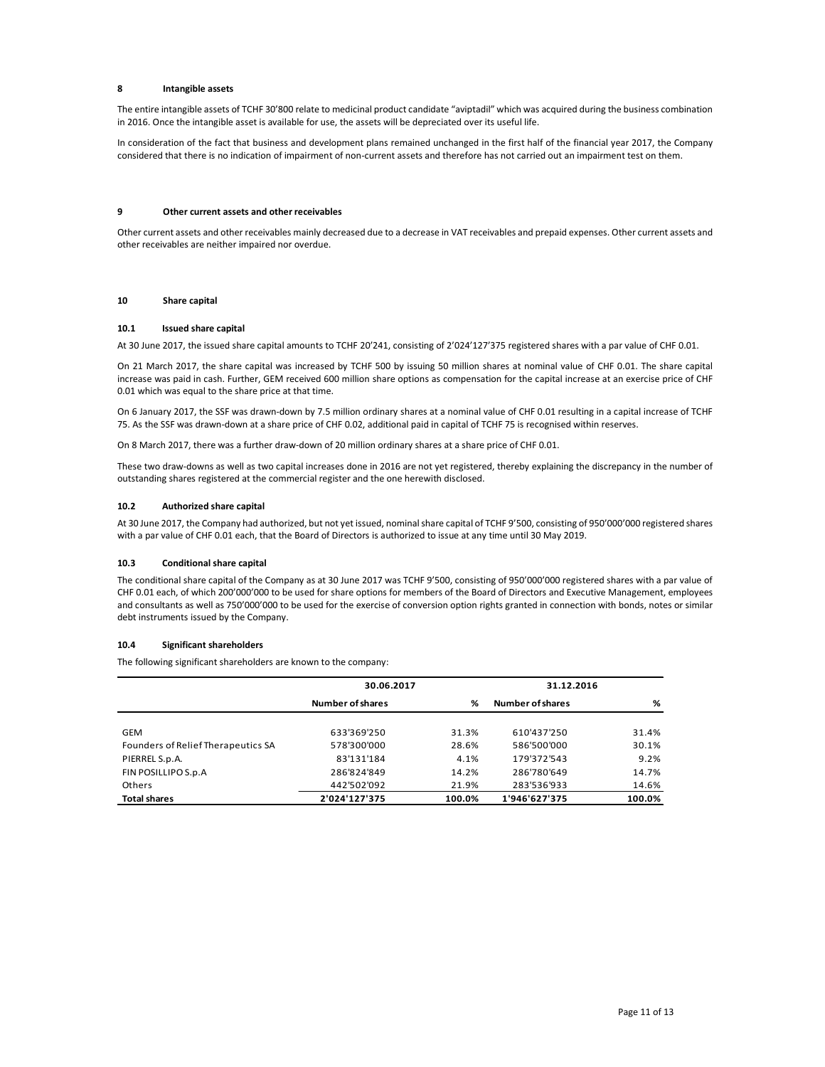## 8 Intangible assets

The entire intangible assets of TCHF 30'800 relate to medicinal product candidate "aviptadil" which was acquired during the business combination in 2016. Once the intangible asset is available for use, the assets will be depreciated over its useful life.

In consideration of the fact that business and development plans remained unchanged in the first half of the financial year 2017, the Company considered that there is no indication of impairment of non-current assets and therefore has not carried out an impairment test on them.

## 9 Other current assets and other receivables

Other current assets and other receivables mainly decreased due to a decrease in VAT receivables and prepaid expenses. Other current assets and other receivables are neither impaired nor overdue.

## 10 Share capital

### 10.1 Issued share capital

At 30 June 2017, the issued share capital amounts to TCHF 20'241, consisting of 2'024'127'375 registered shares with a par value of CHF 0.01.

On 21 March 2017, the share capital was increased by TCHF 500 by issuing 50 million shares at nominal value of CHF 0.01. The share capital increase was paid in cash. Further, GEM received 600 million share options as compensation for the capital increase at an exercise price of CHF 0.01 which was equal to the share price at that time.

On 6 January 2017, the SSF was drawn-down by 7.5 million ordinary shares at a nominal value of CHF 0.01 resulting in a capital increase of TCHF 75. As the SSF was drawn-down at a share price of CHF 0.02, additional paid in capital of TCHF 75 is recognised within reserves.

On 8 March 2017, there was a further draw-down of 20 million ordinary shares at a share price of CHF 0.01.

These two draw-downs as well as two capital increases done in 2016 are not yet registered, thereby explaining the discrepancy in the number of outstanding shares registered at the commercial register and the one herewith disclosed.

### 10.2 Authorized share capital

At 30 June 2017, the Company had authorized, but not yet issued, nominal share capital of TCHF 9'500, consisting of 950'000'000 registered shares with a par value of CHF 0.01 each, that the Board of Directors is authorized to issue at any time until 30 May 2019.

### 10.3 Conditional share capital

The conditional share capital of the Company as at 30 June 2017 was TCHF 9'500, consisting of 950'000'000 registered shares with a par value of CHF 0.01 each, of which 200'000'000 to be used for share options for members of the Board of Directors and Executive Management, employees and consultants as well as 750'000'000 to be used for the exercise of conversion option rights granted in connection with bonds, notes or similar debt instruments issued by the Company.

### 10.4 Significant shareholders

The following significant shareholders are known to the company:

| | 30.06.2017 | | 31.12.2016 | |
|---|---|---|---|---|
| | Number of shares | % | Number of shares | % |
| GEM | 633'369'250 | 31.3% | 610'437'250 | 31.4% |
| Founders of Relief Therapeutics SA | 578'300'000 | 28.6% | 586'500'000 | 30.1% |
| PIERREL S.p.A. | 83'131'184 | 4.1% | 179'372'543 | 9.2% |
| FIN POSILLIPO S.p.A | 286'824'849 | 14.2% | 286'780'649 | 14.7% |
| Others | 442'502'092 | 21.9% | 283'536'933 | 14.6% |
| **Total shares** | **2'024'127'375** | **100.0%** | **1'946'627'375** | **100.0%** |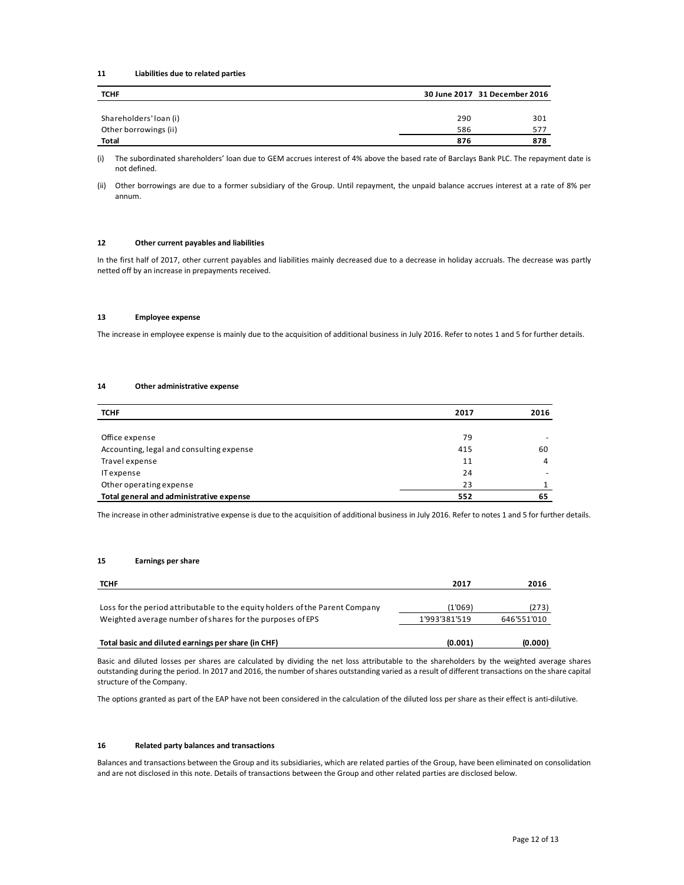## 11 Liabilities due to related parties

| TCHF | 30 June 2017 | 31 December 2016 |
|---|---|---|
| Shareholders' loan (i) | 290 | 301 |
| Other borrowings (ii) | 586 | 577 |
| **Total** | **876** | **878** |

(i) The subordinated shareholders' loan due to GEM accrues interest of 4% above the based rate of Barclays Bank PLC. The repayment date is not defined.

(ii) Other borrowings are due to a former subsidiary of the Group. Until repayment, the unpaid balance accrues interest at a rate of 8% per annum.

## 12 Other current payables and liabilities

In the first half of 2017, other current payables and liabilities mainly decreased due to a decrease in holiday accruals. The decrease was partly netted off by an increase in prepayments received.

## 13 Employee expense

The increase in employee expense is mainly due to the acquisition of additional business in July 2016. Refer to notes 1 and 5 for further details.

## 14 Other administrative expense

| TCHF | 2017 | 2016 |
|---|---|---|
| Office expense | 79 | - |
| Accounting, legal and consulting expense | 415 | 60 |
| Travel expense | 11 | 4 |
| IT expense | 24 | - |
| Other operating expense | 23 | 1 |
| **Total general and administrative expense** | **552** | **65** |

The increase in other administrative expense is due to the acquisition of additional business in July 2016. Refer to notes 1 and 5 for further details.

## 15 Earnings per share

| TCHF | 2017 | 2016 |
|---|---|---|
| Loss for the period attributable to the equity holders of the Parent Company | (1'069) | (273) |
| Weighted average number of shares for the purposes of EPS | 1'993'381'519 | 646'551'010 |
| **Total basic and diluted earnings per share (in CHF)** | **(0.001)** | **(0.000)** |

Basic and diluted losses per shares are calculated by dividing the net loss attributable to the shareholders by the weighted average shares outstanding during the period. In 2017 and 2016, the number of shares outstanding varied as a result of different transactions on the share capital structure of the Company.

The options granted as part of the EAP have not been considered in the calculation of the diluted loss per share as their effect is anti-dilutive.

## 16 Related party balances and transactions

Balances and transactions between the Group and its subsidiaries, which are related parties of the Group, have been eliminated on consolidation and are not disclosed in this note. Details of transactions between the Group and other related parties are disclosed below.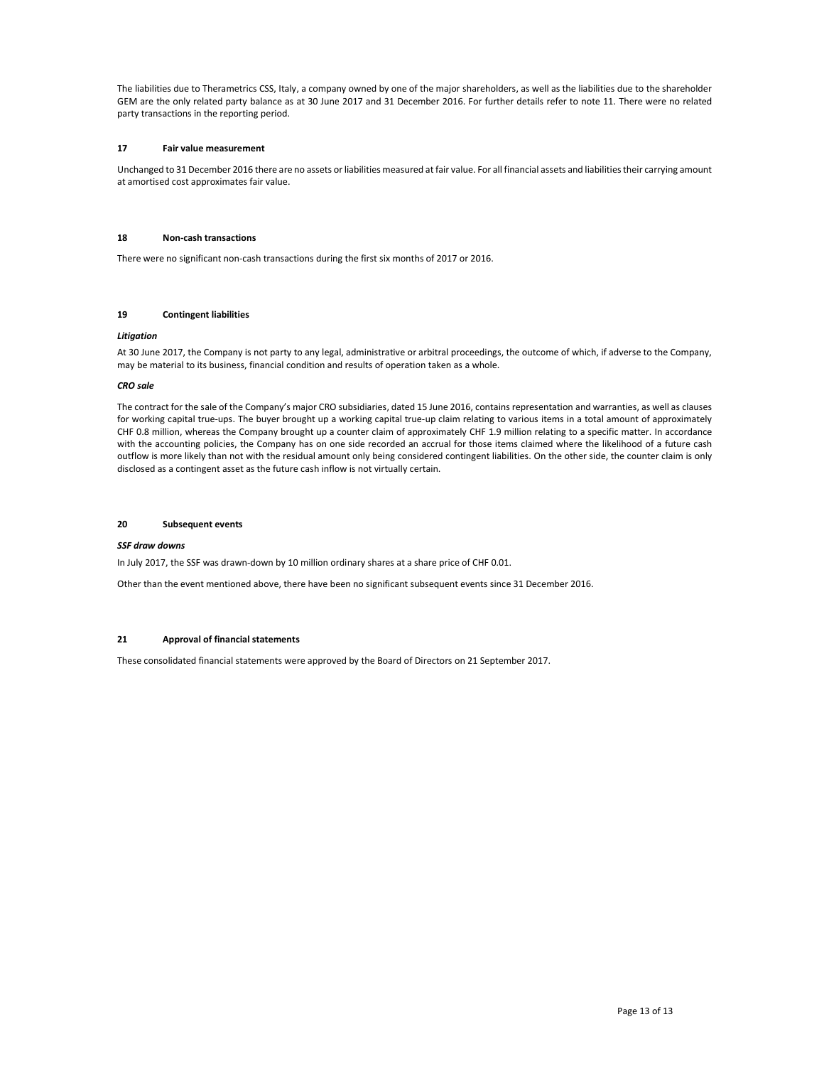The liabilities due to Therametrics CSS, Italy, a company owned by one of the major shareholders, as well as the liabilities due to the shareholder GEM are the only related party balance as at 30 June 2017 and 31 December 2016. For further details refer to note 11. There were no related party transactions in the reporting period.

## 17 Fair value measurement

Unchanged to 31 December 2016 there are no assets or liabilities measured at fair value. For all financial assets and liabilities their carrying amount at amortised cost approximates fair value.

## 18 Non-cash transactions

There were no significant non-cash transactions during the first six months of 2017 or 2016.

## 19 Contingent liabilities

***Litigation***

At 30 June 2017, the Company is not party to any legal, administrative or arbitral proceedings, the outcome of which, if adverse to the Company, may be material to its business, financial condition and results of operation taken as a whole.

***CRO sale***

The contract for the sale of the Company's major CRO subsidiaries, dated 15 June 2016, contains representation and warranties, as well as clauses for working capital true-ups. The buyer brought up a working capital true-up claim relating to various items in a total amount of approximately CHF 0.8 million, whereas the Company brought up a counter claim of approximately CHF 1.9 million relating to a specific matter. In accordance with the accounting policies, the Company has on one side recorded an accrual for those items claimed where the likelihood of a future cash outflow is more likely than not with the residual amount only being considered contingent liabilities. On the other side, the counter claim is only disclosed as a contingent asset as the future cash inflow is not virtually certain.

## 20 Subsequent events

***SSF draw downs***

In July 2017, the SSF was drawn-down by 10 million ordinary shares at a share price of CHF 0.01.

Other than the event mentioned above, there have been no significant subsequent events since 31 December 2016.

## 21 Approval of financial statements

These consolidated financial statements were approved by the Board of Directors on 21 September 2017.